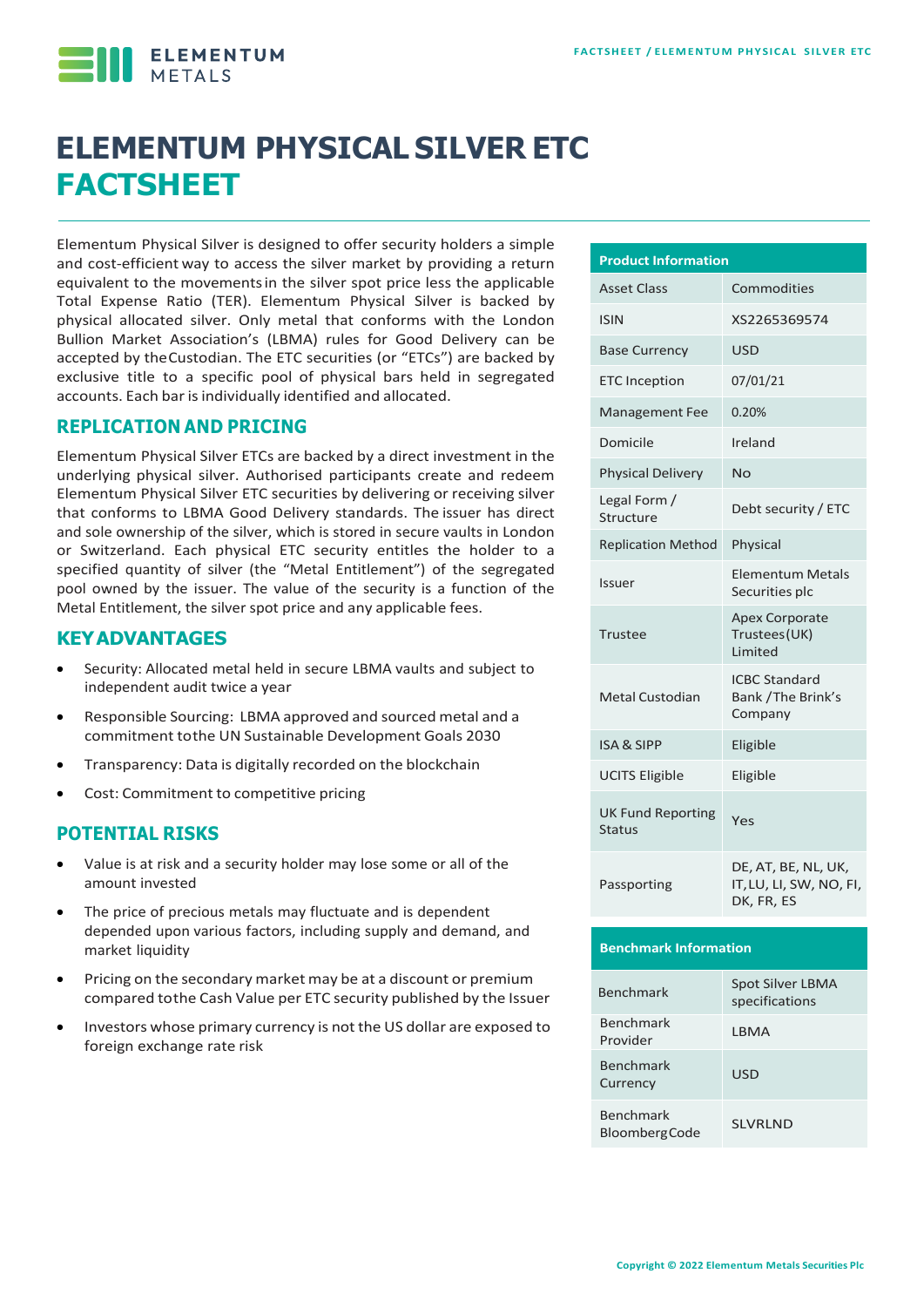# ELEMENTUM PHYSICAL SILVER ETC FACTSHEET

Elementum Physical Silver is designed to offer security holders a simple and cost-efficient way to access the silver market by providing a return equivalent to the movements in the silver spot price less the applicable Total Expense Ratio (TER). Elementum Physical Silver is backed by physical allocated silver. Only metal that conforms with the London Bullion Market Association's (LBMA) rules for Good Delivery can be accepted by the Custodian. The ETC securities (or "ETCs") are backed by exclusive title to a specific pool of physical bars held in segregated accounts. Each bar is individually identified and allocated.

## REPLICATION AND PRICING

Elementum Physical Silver ETCs are backed by a direct investment in the underlying physical silver. Authorised participants create and redeem Elementum Physical Silver ETC securities by delivering or receiving silver that conforms to LBMA Good Delivery standards. The issuer has direct and sole ownership of the silver, which is stored in secure vaults in London or Switzerland. Each physical ETC security entitles the holder to a specified quantity of silver (the "Metal Entitlement") of the segregated pool owned by the issuer. The value of the security is a function of the Metal Entitlement, the silver spot price and any applicable fees.

## KEY ADVANTAGES

- Security: Allocated metal held in secure LBMA vaults and subject to independent audit twice a year
- Responsible Sourcing: LBMA approved and sourced metal and a commitment to the UN Sustainable Development Goals 2030
- Transparency: Data is digitally recorded on the blockchain
- Cost: Commitment to competitive pricing

## POTENTIAL RISKS

- Value is at risk and a security holder may lose some or all of the amount invested
- The price of precious metals may fluctuate and is dependent depended upon various factors, including supply and demand, and market liquidity
- Pricing on the secondary market may be at a discount or premium compared to the Cash Value per ETC security published by the Issuer
- Investors whose primary currency is not the US dollar are exposed to foreign exchange rate risk

| Product Information | |
|---|---|
| Asset Class | Commodities |
| ISIN | XS2265369574 |
| Base Currency | USD |
| ETC Inception | 07/01/21 |
| Management Fee | 0.20% |
| Domicile | Ireland |
| Physical Delivery | No |
| Legal Form / Structure | Debt security / ETC |
| Replication Method | Physical |
| Issuer | Elementum Metals Securities plc |
| Trustee | Apex Corporate Trustees (UK) Limited |
| Metal Custodian | ICBC Standard Bank / The Brink's Company |
| ISA & SIPP | Eligible |
| UCITS Eligible | Eligible |
| UK Fund Reporting Status | Yes |
| Passporting | DE, AT, BE, NL, UK, IT, LU, LI, SW, NO, FI, DK, FR, ES |

| Benchmark Information | |
|---|---|
| Benchmark | Spot Silver LBMA specifications |
| Benchmark Provider | LBMA |
| Benchmark Currency | USD |
| Benchmark Bloomberg Code | SLVRLND |

Copyright © 2022 Elementum Metals Securities Plc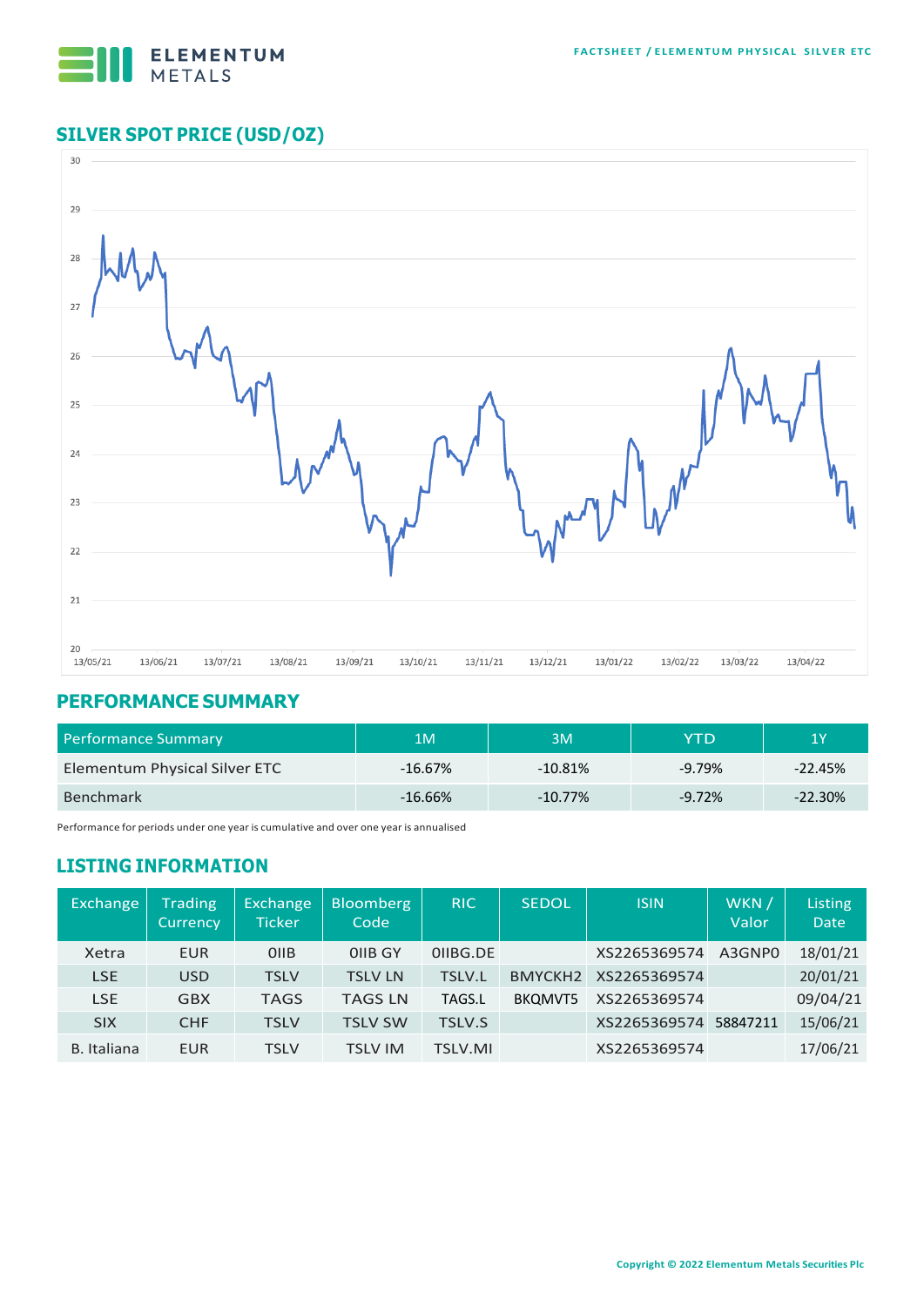## SILVER SPOT PRICE (USD/OZ)

## PERFORMANCE SUMMARY

| Performance Summary | 1M | 3M | YTD | 1Y |
|---|---|---|---|---|
| Elementum Physical Silver ETC | -16.67% | -10.81% | -9.79% | -22.45% |
| Benchmark | -16.66% | -10.77% | -9.72% | -22.30% |

Performance for periods under one year is cumulative and over one year is annualised

## LISTING INFORMATION

| Exchange | Trading Currency | Exchange Ticker | Bloomberg Code | RIC | SEDOL | ISIN | WKN / Valor | Listing Date |
|---|---|---|---|---|---|---|---|---|
| Xetra | EUR | OIIB | OIIB GY | OIIBG.DE | | XS2265369574 | A3GNP0 | 18/01/21 |
| LSE | USD | TSLV | TSLV LN | TSLV.L | BMYCKH2 | XS2265369574 | | 20/01/21 |
| LSE | GBX | TAGS | TAGS LN | TAGS.L | BKQMVT5 | XS2265369574 | | 09/04/21 |
| SIX | CHF | TSLV | TSLV SW | TSLV.S | | XS2265369574 | 58847211 | 15/06/21 |
| B. Italiana | EUR | TSLV | TSLV IM | TSLV.MI | | XS2265369574 | | 17/06/21 |

Copyright © 2022 Elementum Metals Securities Plc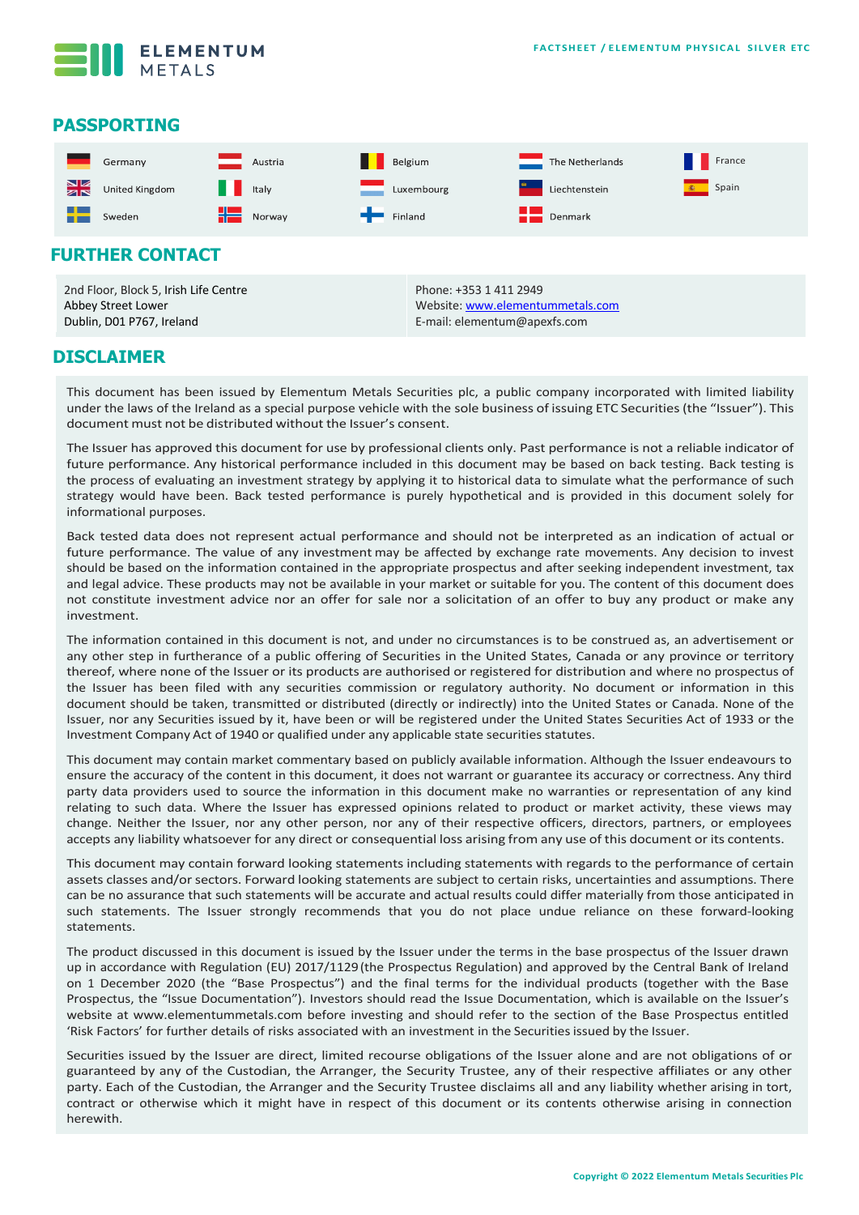ELEMENTUM METALS

FACTSHEET / ELEMENTUM PHYSICAL SILVER ETC

## PASSPORTING

| | | | | |
|---|---|---|---|---|
| Germany | Austria | Belgium | The Netherlands | France |
| United Kingdom | Italy | Luxembourg | Liechtenstein | Spain |
| Sweden | Norway | Finland | Denmark | |

## FURTHER CONTACT

2nd Floor, Block 5, Irish Life Centre
Abbey Street Lower
Dublin, D01 P767, Ireland

Phone: +353 1 411 2949
Website: [www.elementummetals.com](http://www.elementummetals.com)
E-mail: elementum@apexfs.com

## DISCLAIMER

This document has been issued by Elementum Metals Securities plc, a public company incorporated with limited liability under the laws of the Ireland as a special purpose vehicle with the sole business of issuing ETC Securities (the "Issuer"). This document must not be distributed without the Issuer's consent.

The Issuer has approved this document for use by professional clients only. Past performance is not a reliable indicator of future performance. Any historical performance included in this document may be based on back testing. Back testing is the process of evaluating an investment strategy by applying it to historical data to simulate what the performance of such strategy would have been. Back tested performance is purely hypothetical and is provided in this document solely for informational purposes.

Back tested data does not represent actual performance and should not be interpreted as an indication of actual or future performance. The value of any investment may be affected by exchange rate movements. Any decision to invest should be based on the information contained in the appropriate prospectus and after seeking independent investment, tax and legal advice. These products may not be available in your market or suitable for you. The content of this document does not constitute investment advice nor an offer for sale nor a solicitation of an offer to buy any product or make any investment.

The information contained in this document is not, and under no circumstances is to be construed as, an advertisement or any other step in furtherance of a public offering of Securities in the United States, Canada or any province or territory thereof, where none of the Issuer or its products are authorised or registered for distribution and where no prospectus of the Issuer has been filed with any securities commission or regulatory authority. No document or information in this document should be taken, transmitted or distributed (directly or indirectly) into the United States or Canada. None of the Issuer, nor any Securities issued by it, have been or will be registered under the United States Securities Act of 1933 or the Investment Company Act of 1940 or qualified under any applicable state securities statutes.

This document may contain market commentary based on publicly available information. Although the Issuer endeavours to ensure the accuracy of the content in this document, it does not warrant or guarantee its accuracy or correctness. Any third party data providers used to source the information in this document make no warranties or representation of any kind relating to such data. Where the Issuer has expressed opinions related to product or market activity, these views may change. Neither the Issuer, nor any other person, nor any of their respective officers, directors, partners, or employees accepts any liability whatsoever for any direct or consequential loss arising from any use of this document or its contents.

This document may contain forward looking statements including statements with regards to the performance of certain assets classes and/or sectors. Forward looking statements are subject to certain risks, uncertainties and assumptions. There can be no assurance that such statements will be accurate and actual results could differ materially from those anticipated in such statements. The Issuer strongly recommends that you do not place undue reliance on these forward-looking statements.

The product discussed in this document is issued by the Issuer under the terms in the base prospectus of the Issuer drawn up in accordance with Regulation (EU) 2017/1129 (the Prospectus Regulation) and approved by the Central Bank of Ireland on 1 December 2020 (the "Base Prospectus") and the final terms for the individual products (together with the Base Prospectus, the "Issue Documentation"). Investors should read the Issue Documentation, which is available on the Issuer's website at www.elementummetals.com before investing and should refer to the section of the Base Prospectus entitled 'Risk Factors' for further details of risks associated with an investment in the Securities issued by the Issuer.

Securities issued by the Issuer are direct, limited recourse obligations of the Issuer alone and are not obligations of or guaranteed by any of the Custodian, the Arranger, the Security Trustee, any of their respective affiliates or any other party. Each of the Custodian, the Arranger and the Security Trustee disclaims all and any liability whether arising in tort, contract or otherwise which it might have in respect of this document or its contents otherwise arising in connection herewith.

Copyright © 2022 Elementum Metals Securities Plc